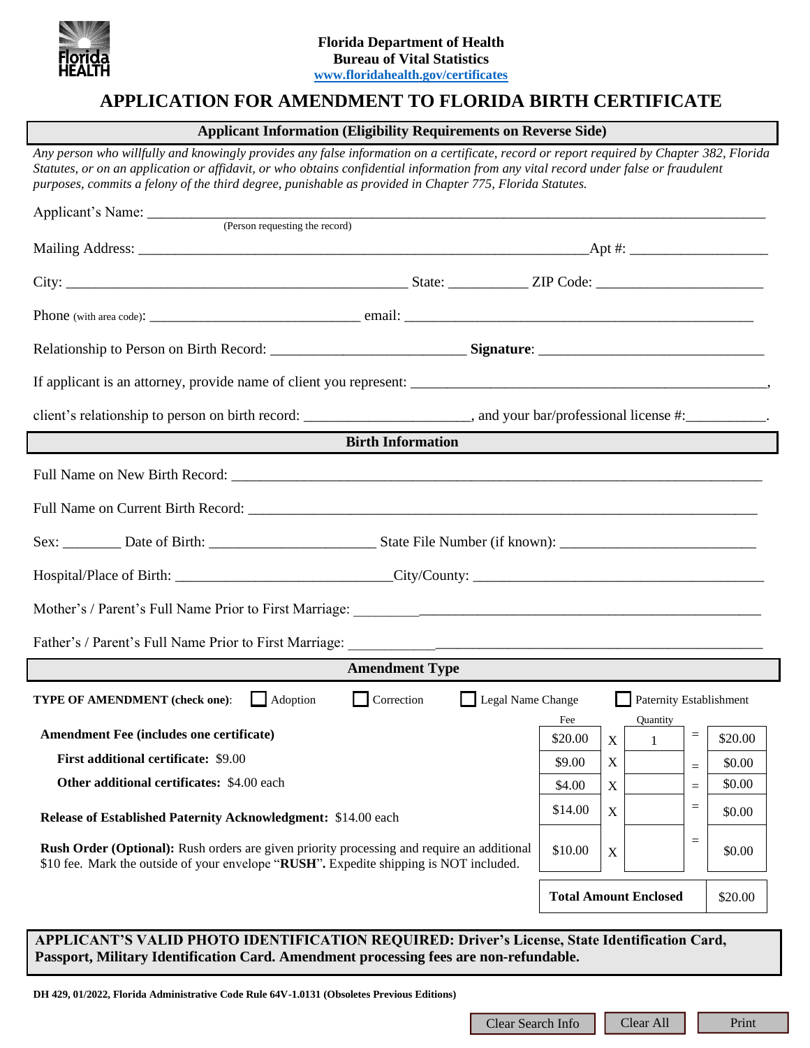Florida Department of Health
Bureau of Vital Statistics
www.floridahealth.gov/certificates

# APPLICATION FOR AMENDMENT TO FLORIDA BIRTH CERTIFICATE

## Applicant Information (Eligibility Requirements on Reverse Side)

*Any person who willfully and knowingly provides any false information on a certificate, record or report required by Chapter 382, Florida Statutes, or on an application or affidavit, or who obtains confidential information from any vital record under false or fraudulent purposes, commits a felony of the third degree, punishable as provided in Chapter 775, Florida Statutes.*

Applicant's Name: ______________________________________________
(Person requesting the record)

Mailing Address: ______________________________________________ Apt #: ________________

City: ________________________________ State: __________ ZIP Code: ____________________

Phone (with area code): ________________________ email: ________________________________

Relationship to Person on Birth Record: ____________________ **Signature**: ________________________

If applicant is an attorney, provide name of client you represent: ________________________________,

client's relationship to person on birth record: ____________________, and your bar/professional license #: __________.

## Birth Information

Full Name on New Birth Record: ______________________________________________

Full Name on Current Birth Record: ______________________________________________

Sex: ________ Date of Birth: ____________________ State File Number (if known): ____________________

Hospital/Place of Birth: ________________________ City/County: ________________________________

Mother's / Parent's Full Name Prior to First Marriage: ______________________________________________

Father's / Parent's Full Name Prior to First Marriage: ______________________________________________

## Amendment Type

**TYPE OF AMENDMENT (check one)**: ☐ Adoption ☐ Correction ☐ Legal Name Change ☐ Paternity Establishment

| | Fee | | Quantity | | |
|---|---|---|---|---|---|
| **Amendment Fee (includes one certificate)** | $20.00 | X | 1 | = | $20.00 |
| **First additional certificate:** $9.00 | $9.00 | X | | = | $0.00 |
| **Other additional certificates:** $4.00 each | $4.00 | X | | = | $0.00 |
| **Release of Established Paternity Acknowledgment:** $14.00 each | $14.00 | X | | = | $0.00 |
| **Rush Order (Optional):** Rush orders are given priority processing and require an additional $10 fee. Mark the outside of your envelope "**RUSH**". Expedite shipping is NOT included. | $10.00 | X | | = | $0.00 |
| | **Total Amount Enclosed** | | | | $20.00 |

**APPLICANT'S VALID PHOTO IDENTIFICATION REQUIRED: Driver's License, State Identification Card, Passport, Military Identification Card. Amendment processing fees are non-refundable.**

**DH 429, 01/2022, Florida Administrative Code Rule 64V-1.0131 (Obsoletes Previous Editions)**

Clear Search Info | Clear All | Print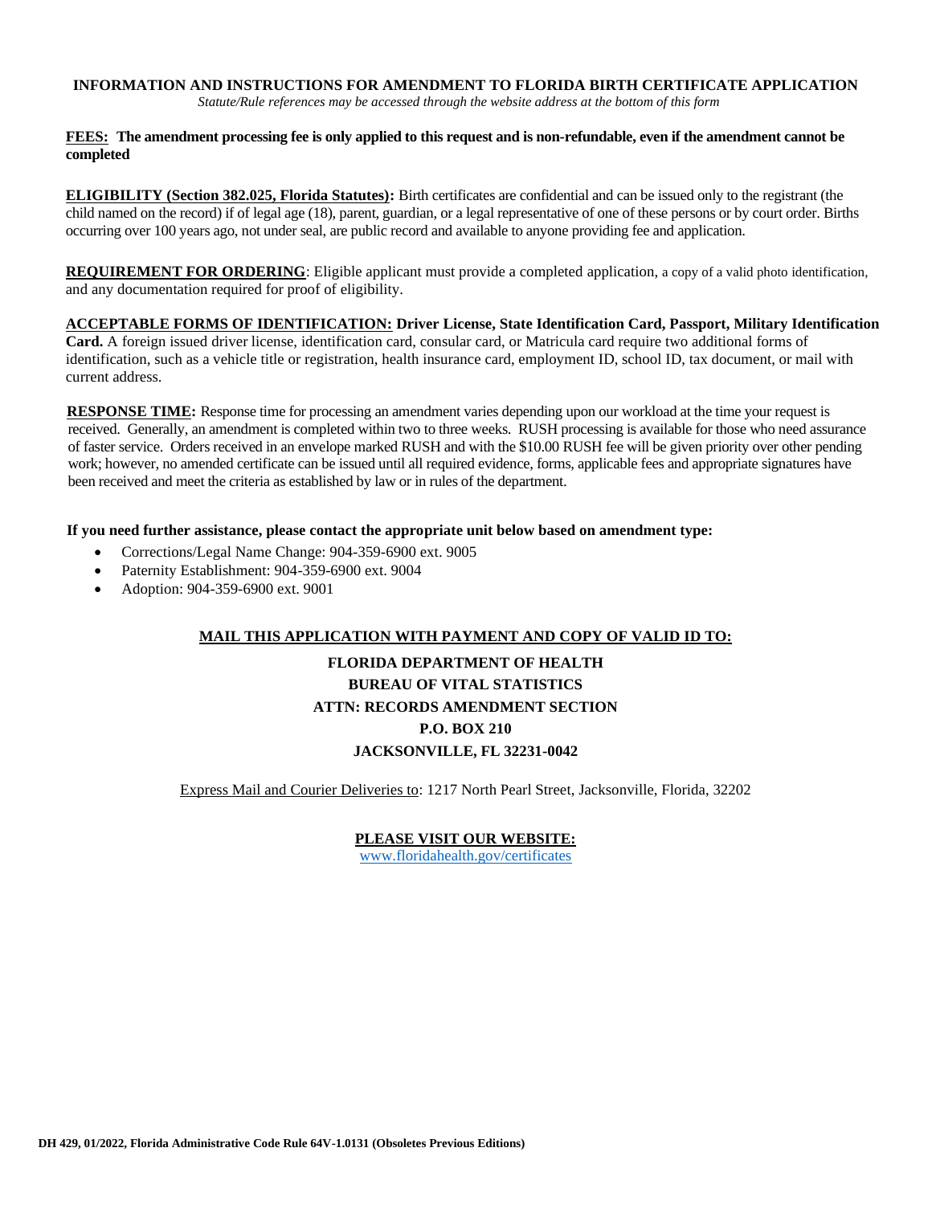# INFORMATION AND INSTRUCTIONS FOR AMENDMENT TO FLORIDA BIRTH CERTIFICATE APPLICATION

*Statute/Rule references may be accessed through the website address at the bottom of this form*

**FEES: The amendment processing fee is only applied to this request and is non-refundable, even if the amendment cannot be completed**

**ELIGIBILITY (Section 382.025, Florida Statutes):** Birth certificates are confidential and can be issued only to the registrant (the child named on the record) if of legal age (18), parent, guardian, or a legal representative of one of these persons or by court order. Births occurring over 100 years ago, not under seal, are public record and available to anyone providing fee and application.

**REQUIREMENT FOR ORDERING**: Eligible applicant must provide a completed application, a copy of a valid photo identification, and any documentation required for proof of eligibility.

**ACCEPTABLE FORMS OF IDENTIFICATION: Driver License, State Identification Card, Passport, Military Identification Card.** A foreign issued driver license, identification card, consular card, or Matricula card require two additional forms of identification, such as a vehicle title or registration, health insurance card, employment ID, school ID, tax document, or mail with current address.

**RESPONSE TIME:** Response time for processing an amendment varies depending upon our workload at the time your request is received. Generally, an amendment is completed within two to three weeks. RUSH processing is available for those who need assurance of faster service. Orders received in an envelope marked RUSH and with the $10.00 RUSH fee will be given priority over other pending work; however, no amended certificate can be issued until all required evidence, forms, applicable fees and appropriate signatures have been received and meet the criteria as established by law or in rules of the department.

**If you need further assistance, please contact the appropriate unit below based on amendment type:**

- Corrections/Legal Name Change: 904-359-6900 ext. 9005
- Paternity Establishment: 904-359-6900 ext. 9004
- Adoption: 904-359-6900 ext. 9001

**MAIL THIS APPLICATION WITH PAYMENT AND COPY OF VALID ID TO:**

**FLORIDA DEPARTMENT OF HEALTH**
**BUREAU OF VITAL STATISTICS**
**ATTN: RECORDS AMENDMENT SECTION**
**P.O. BOX 210**
**JACKSONVILLE, FL 32231-0042**

Express Mail and Courier Deliveries to: 1217 North Pearl Street, Jacksonville, Florida, 32202

**PLEASE VISIT OUR WEBSITE:**
www.floridahealth.gov/certificates

**DH 429, 01/2022, Florida Administrative Code Rule 64V-1.0131 (Obsoletes Previous Editions)**